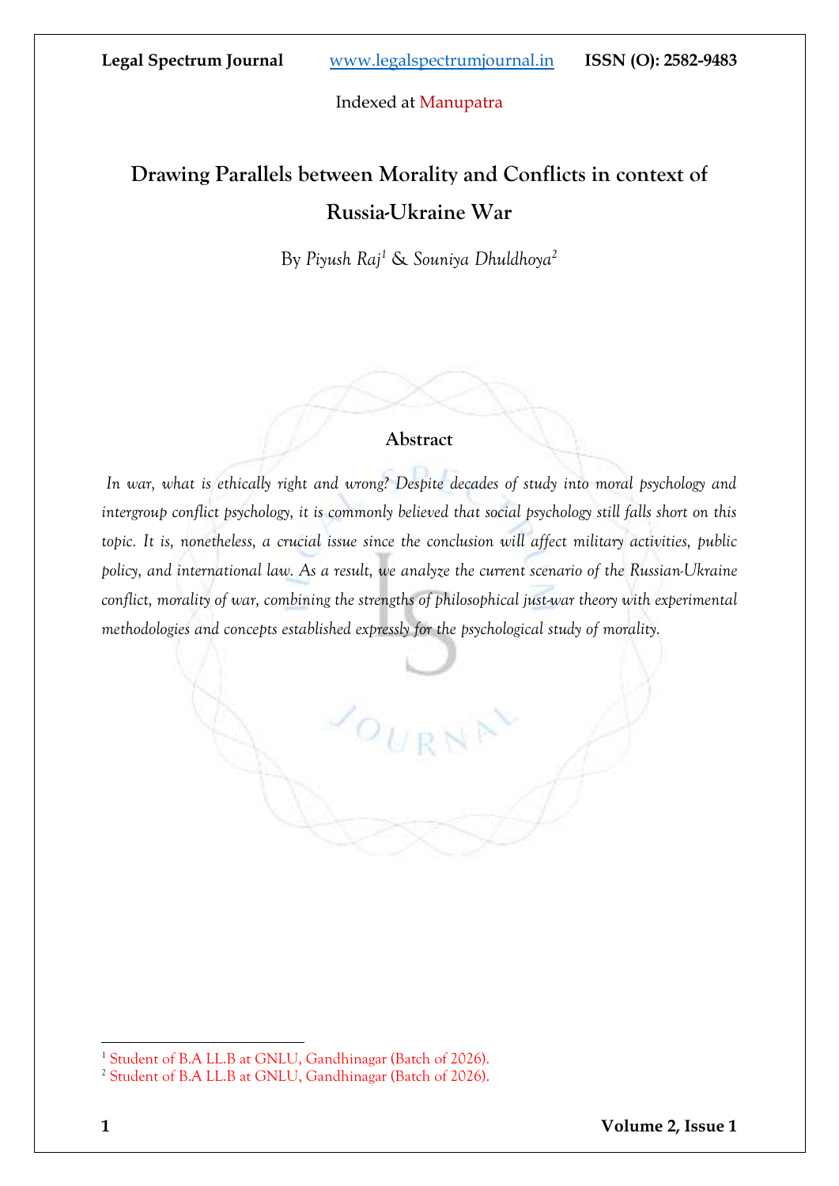# Drawing Parallels between Morality and Conflicts in context of Russia-Ukraine War

By *Piyush Raj*[1] & *Souniya Dhuldhoya*[2]

## Abstract

*In war, what is ethically right and wrong? Despite decades of study into moral psychology and intergroup conflict psychology, it is commonly believed that social psychology still falls short on this topic. It is, nonetheless, a crucial issue since the conclusion will affect military activities, public policy, and international law. As a result, we analyze the current scenario of the Russian-Ukraine conflict, morality of war, combining the strengths of philosophical just-war theory with experimental methodologies and concepts established expressly for the psychological study of morality.*

---

[1] Student of B.A LL.B at GNLU, Gandhinagar (Batch of 2026).

[2] Student of B.A LL.B at GNLU, Gandhinagar (Batch of 2026).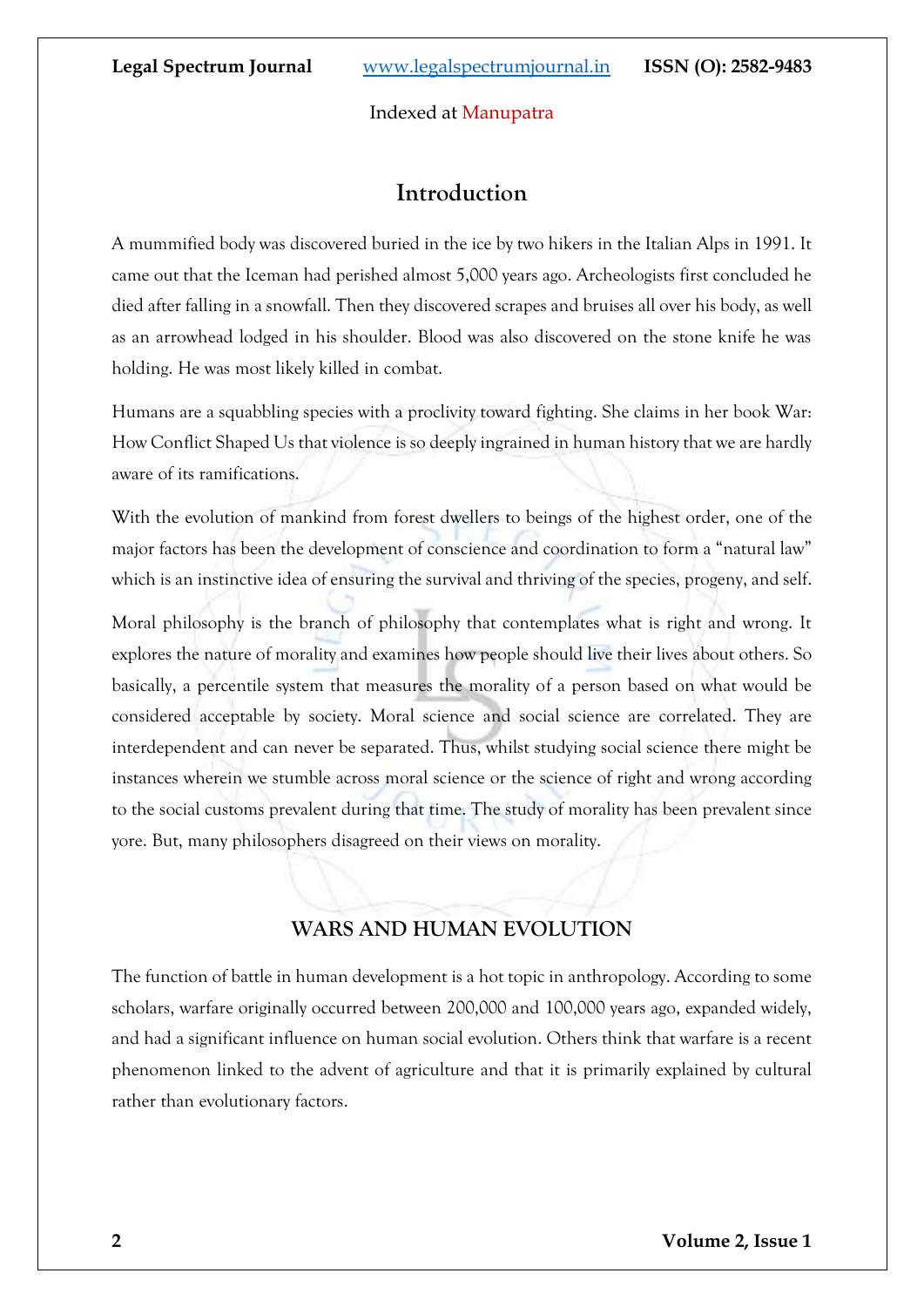## Introduction

A mummified body was discovered buried in the ice by two hikers in the Italian Alps in 1991. It came out that the Iceman had perished almost 5,000 years ago. Archeologists first concluded he died after falling in a snowfall. Then they discovered scrapes and bruises all over his body, as well as an arrowhead lodged in his shoulder. Blood was also discovered on the stone knife he was holding. He was most likely killed in combat.

Humans are a squabbling species with a proclivity toward fighting. She claims in her book War: How Conflict Shaped Us that violence is so deeply ingrained in human history that we are hardly aware of its ramifications.

With the evolution of mankind from forest dwellers to beings of the highest order, one of the major factors has been the development of conscience and coordination to form a "natural law" which is an instinctive idea of ensuring the survival and thriving of the species, progeny, and self.

Moral philosophy is the branch of philosophy that contemplates what is right and wrong. It explores the nature of morality and examines how people should live their lives about others. So basically, a percentile system that measures the morality of a person based on what would be considered acceptable by society. Moral science and social science are correlated. They are interdependent and can never be separated. Thus, whilst studying social science there might be instances wherein we stumble across moral science or the science of right and wrong according to the social customs prevalent during that time. The study of morality has been prevalent since yore. But, many philosophers disagreed on their views on morality.

## WARS AND HUMAN EVOLUTION

The function of battle in human development is a hot topic in anthropology. According to some scholars, warfare originally occurred between 200,000 and 100,000 years ago, expanded widely, and had a significant influence on human social evolution. Others think that warfare is a recent phenomenon linked to the advent of agriculture and that it is primarily explained by cultural rather than evolutionary factors.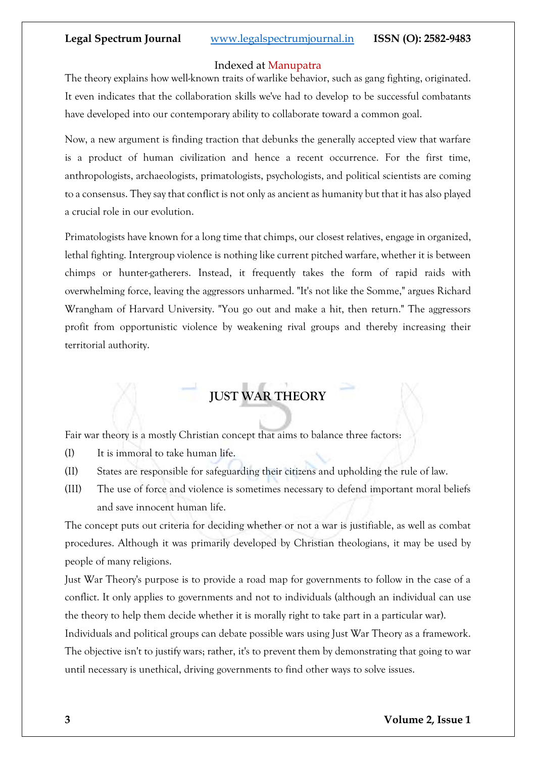The theory explains how well-known traits of warlike behavior, such as gang fighting, originated. It even indicates that the collaboration skills we've had to develop to be successful combatants have developed into our contemporary ability to collaborate toward a common goal.

Now, a new argument is finding traction that debunks the generally accepted view that warfare is a product of human civilization and hence a recent occurrence. For the first time, anthropologists, archaeologists, primatologists, psychologists, and political scientists are coming to a consensus. They say that conflict is not only as ancient as humanity but that it has also played a crucial role in our evolution.

Primatologists have known for a long time that chimps, our closest relatives, engage in organized, lethal fighting. Intergroup violence is nothing like current pitched warfare, whether it is between chimps or hunter-gatherers. Instead, it frequently takes the form of rapid raids with overwhelming force, leaving the aggressors unharmed. "It's not like the Somme," argues Richard Wrangham of Harvard University. "You go out and make a hit, then return." The aggressors profit from opportunistic violence by weakening rival groups and thereby increasing their territorial authority.

## JUST WAR THEORY

Fair war theory is a mostly Christian concept that aims to balance three factors:

(I) It is immoral to take human life.

(II) States are responsible for safeguarding their citizens and upholding the rule of law.

(III) The use of force and violence is sometimes necessary to defend important moral beliefs and save innocent human life.

The concept puts out criteria for deciding whether or not a war is justifiable, as well as combat procedures. Although it was primarily developed by Christian theologians, it may be used by people of many religions.

Just War Theory's purpose is to provide a road map for governments to follow in the case of a conflict. It only applies to governments and not to individuals (although an individual can use the theory to help them decide whether it is morally right to take part in a particular war).

Individuals and political groups can debate possible wars using Just War Theory as a framework. The objective isn't to justify wars; rather, it's to prevent them by demonstrating that going to war until necessary is unethical, driving governments to find other ways to solve issues.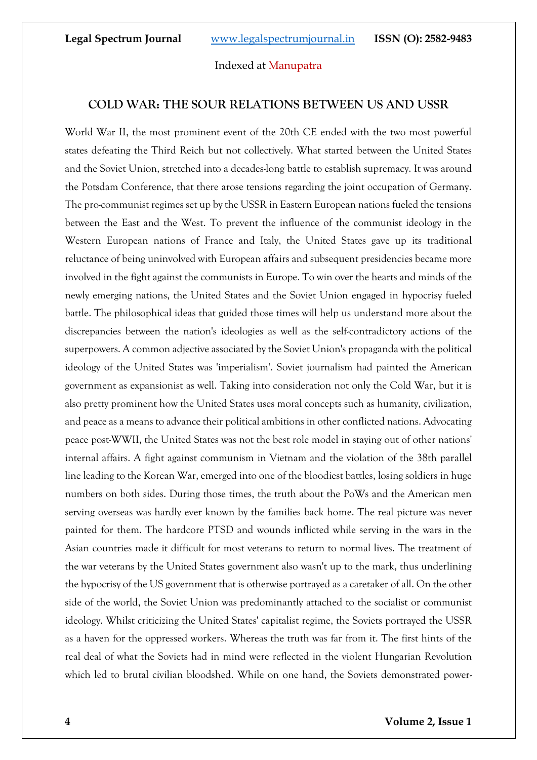## COLD WAR: THE SOUR RELATIONS BETWEEN US AND USSR

World War II, the most prominent event of the 20th CE ended with the two most powerful states defeating the Third Reich but not collectively. What started between the United States and the Soviet Union, stretched into a decades-long battle to establish supremacy. It was around the Potsdam Conference, that there arose tensions regarding the joint occupation of Germany. The pro-communist regimes set up by the USSR in Eastern European nations fueled the tensions between the East and the West. To prevent the influence of the communist ideology in the Western European nations of France and Italy, the United States gave up its traditional reluctance of being uninvolved with European affairs and subsequent presidencies became more involved in the fight against the communists in Europe. To win over the hearts and minds of the newly emerging nations, the United States and the Soviet Union engaged in hypocrisy fueled battle. The philosophical ideas that guided those times will help us understand more about the discrepancies between the nation's ideologies as well as the self-contradictory actions of the superpowers. A common adjective associated by the Soviet Union's propaganda with the political ideology of the United States was 'imperialism'. Soviet journalism had painted the American government as expansionist as well. Taking into consideration not only the Cold War, but it is also pretty prominent how the United States uses moral concepts such as humanity, civilization, and peace as a means to advance their political ambitions in other conflicted nations. Advocating peace post-WWII, the United States was not the best role model in staying out of other nations' internal affairs. A fight against communism in Vietnam and the violation of the 38th parallel line leading to the Korean War, emerged into one of the bloodiest battles, losing soldiers in huge numbers on both sides. During those times, the truth about the PoWs and the American men serving overseas was hardly ever known by the families back home. The real picture was never painted for them. The hardcore PTSD and wounds inflicted while serving in the wars in the Asian countries made it difficult for most veterans to return to normal lives. The treatment of the war veterans by the United States government also wasn't up to the mark, thus underlining the hypocrisy of the US government that is otherwise portrayed as a caretaker of all. On the other side of the world, the Soviet Union was predominantly attached to the socialist or communist ideology. Whilst criticizing the United States' capitalist regime, the Soviets portrayed the USSR as a haven for the oppressed workers. Whereas the truth was far from it. The first hints of the real deal of what the Soviets had in mind were reflected in the violent Hungarian Revolution which led to brutal civilian bloodshed. While on one hand, the Soviets demonstrated power-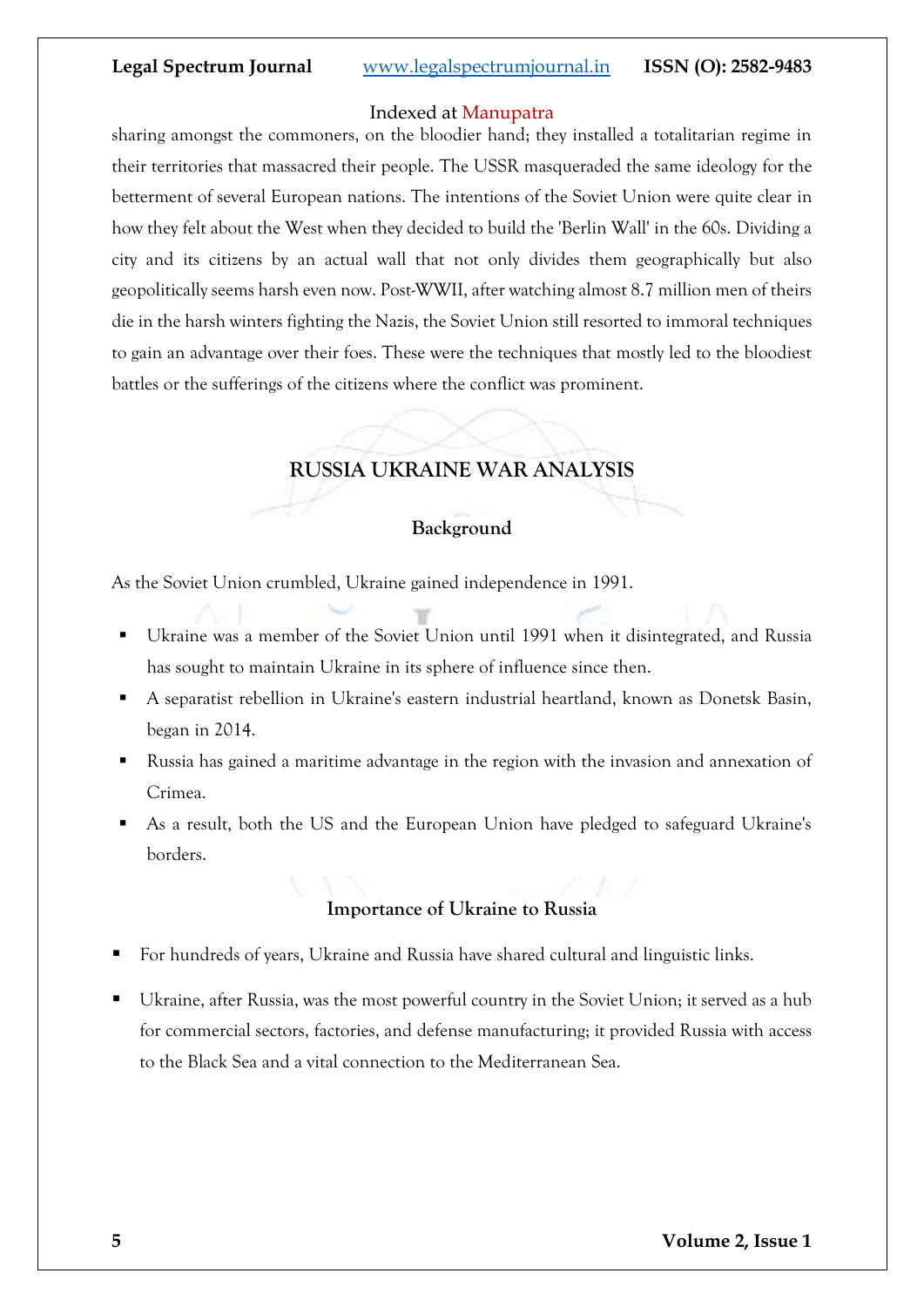sharing amongst the commoners, on the bloodier hand; they installed a totalitarian regime in their territories that massacred their people. The USSR masqueraded the same ideology for the betterment of several European nations. The intentions of the Soviet Union were quite clear in how they felt about the West when they decided to build the 'Berlin Wall' in the 60s. Dividing a city and its citizens by an actual wall that not only divides them geographically but also geopolitically seems harsh even now. Post-WWII, after watching almost 8.7 million men of theirs die in the harsh winters fighting the Nazis, the Soviet Union still resorted to immoral techniques to gain an advantage over their foes. These were the techniques that mostly led to the bloodiest battles or the sufferings of the citizens where the conflict was prominent.

## RUSSIA UKRAINE WAR ANALYSIS

### Background

As the Soviet Union crumbled, Ukraine gained independence in 1991.

- Ukraine was a member of the Soviet Union until 1991 when it disintegrated, and Russia has sought to maintain Ukraine in its sphere of influence since then.
- A separatist rebellion in Ukraine's eastern industrial heartland, known as Donetsk Basin, began in 2014.
- Russia has gained a maritime advantage in the region with the invasion and annexation of Crimea.
- As a result, both the US and the European Union have pledged to safeguard Ukraine's borders.

### Importance of Ukraine to Russia

- For hundreds of years, Ukraine and Russia have shared cultural and linguistic links.
- Ukraine, after Russia, was the most powerful country in the Soviet Union; it served as a hub for commercial sectors, factories, and defense manufacturing; it provided Russia with access to the Black Sea and a vital connection to the Mediterranean Sea.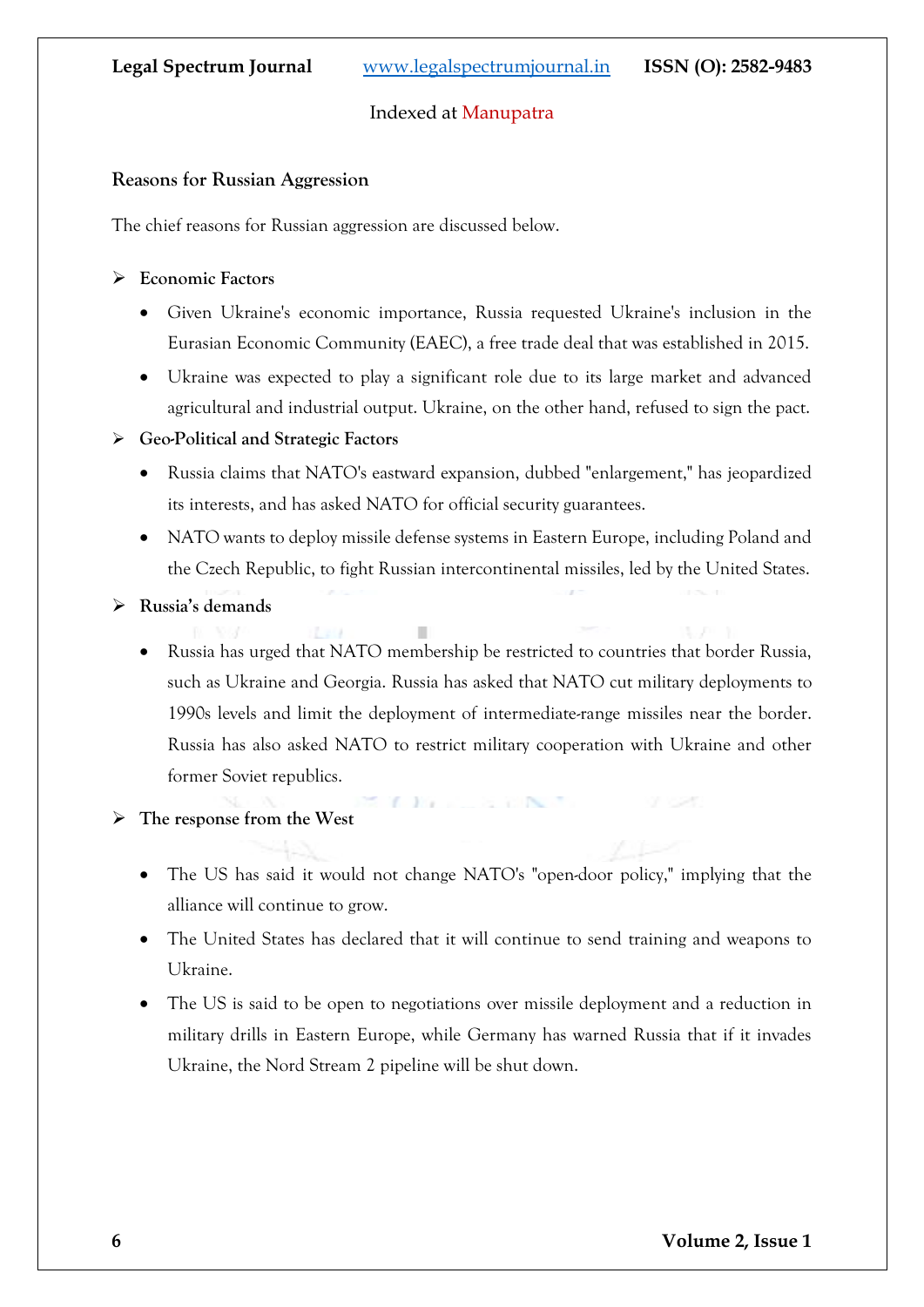### Reasons for Russian Aggression

The chief reasons for Russian aggression are discussed below.

- **Economic Factors**
  - Given Ukraine's economic importance, Russia requested Ukraine's inclusion in the Eurasian Economic Community (EAEC), a free trade deal that was established in 2015.
  - Ukraine was expected to play a significant role due to its large market and advanced agricultural and industrial output. Ukraine, on the other hand, refused to sign the pact.
- **Geo-Political and Strategic Factors**
  - Russia claims that NATO's eastward expansion, dubbed "enlargement," has jeopardized its interests, and has asked NATO for official security guarantees.
  - NATO wants to deploy missile defense systems in Eastern Europe, including Poland and the Czech Republic, to fight Russian intercontinental missiles, led by the United States.
- **Russia's demands**
  - Russia has urged that NATO membership be restricted to countries that border Russia, such as Ukraine and Georgia. Russia has asked that NATO cut military deployments to 1990s levels and limit the deployment of intermediate-range missiles near the border. Russia has also asked NATO to restrict military cooperation with Ukraine and other former Soviet republics.
- **The response from the West**
  - The US has said it would not change NATO's "open-door policy," implying that the alliance will continue to grow.
  - The United States has declared that it will continue to send training and weapons to Ukraine.
  - The US is said to be open to negotiations over missile deployment and a reduction in military drills in Eastern Europe, while Germany has warned Russia that if it invades Ukraine, the Nord Stream 2 pipeline will be shut down.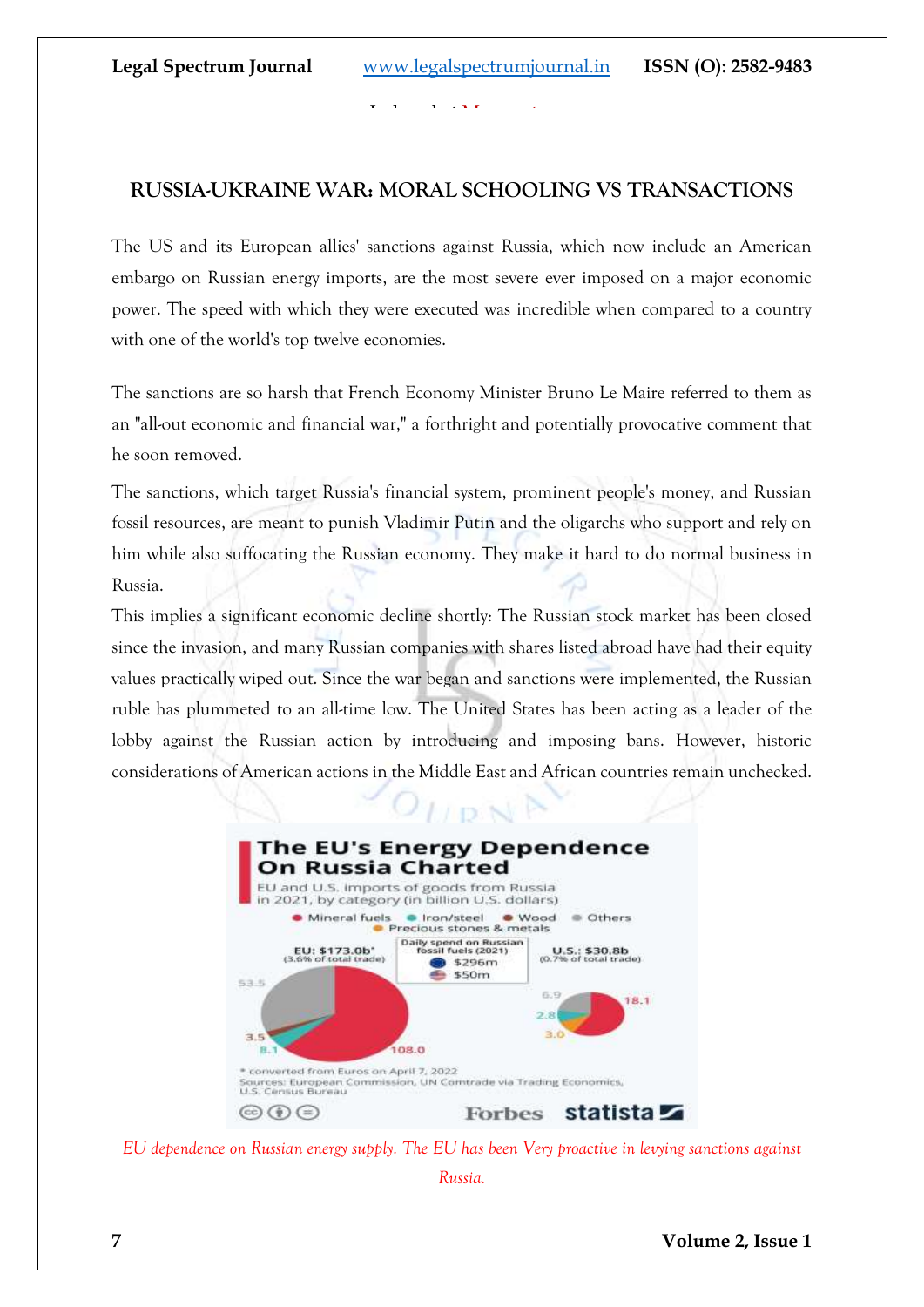## RUSSIA-UKRAINE WAR: MORAL SCHOOLING VS TRANSACTIONS

The US and its European allies' sanctions against Russia, which now include an American embargo on Russian energy imports, are the most severe ever imposed on a major economic power. The speed with which they were executed was incredible when compared to a country with one of the world's top twelve economies.

The sanctions are so harsh that French Economy Minister Bruno Le Maire referred to them as an "all-out economic and financial war," a forthright and potentially provocative comment that he soon removed.

The sanctions, which target Russia's financial system, prominent people's money, and Russian fossil resources, are meant to punish Vladimir Putin and the oligarchs who support and rely on him while also suffocating the Russian economy. They make it hard to do normal business in Russia.

This implies a significant economic decline shortly: The Russian stock market has been closed since the invasion, and many Russian companies with shares listed abroad have had their equity values practically wiped out. Since the war began and sanctions were implemented, the Russian ruble has plummeted to an all-time low. The United States has been acting as a leader of the lobby against the Russian action by introducing and imposing bans. However, historic considerations of American actions in the Middle East and African countries remain unchecked.

*EU dependence on Russian energy supply. The EU has been Very proactive in levying sanctions against Russia.*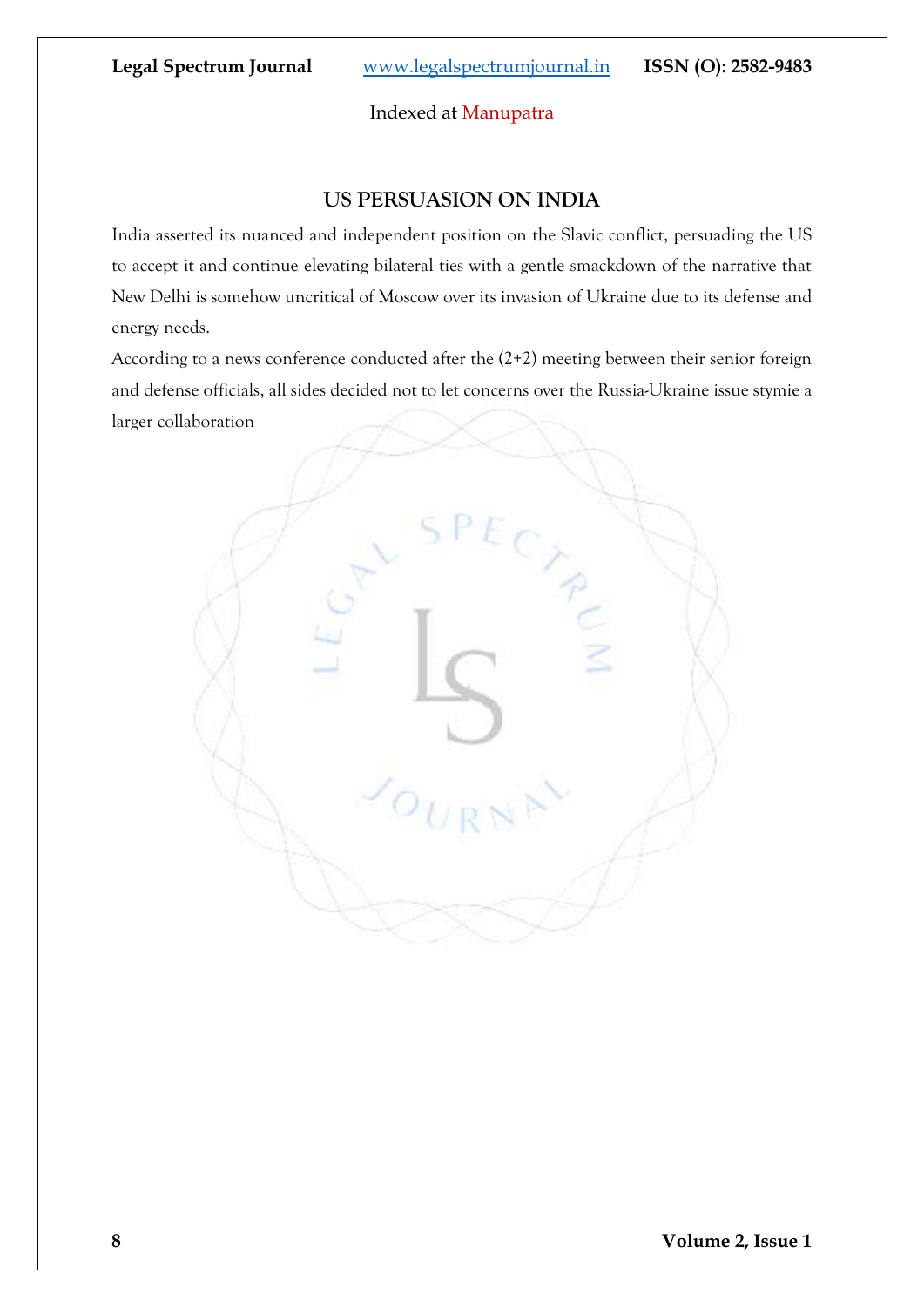## US PERSUASION ON INDIA

India asserted its nuanced and independent position on the Slavic conflict, persuading the US to accept it and continue elevating bilateral ties with a gentle smackdown of the narrative that New Delhi is somehow uncritical of Moscow over its invasion of Ukraine due to its defense and energy needs.

According to a news conference conducted after the (2+2) meeting between their senior foreign and defense officials, all sides decided not to let concerns over the Russia-Ukraine issue stymie a larger collaboration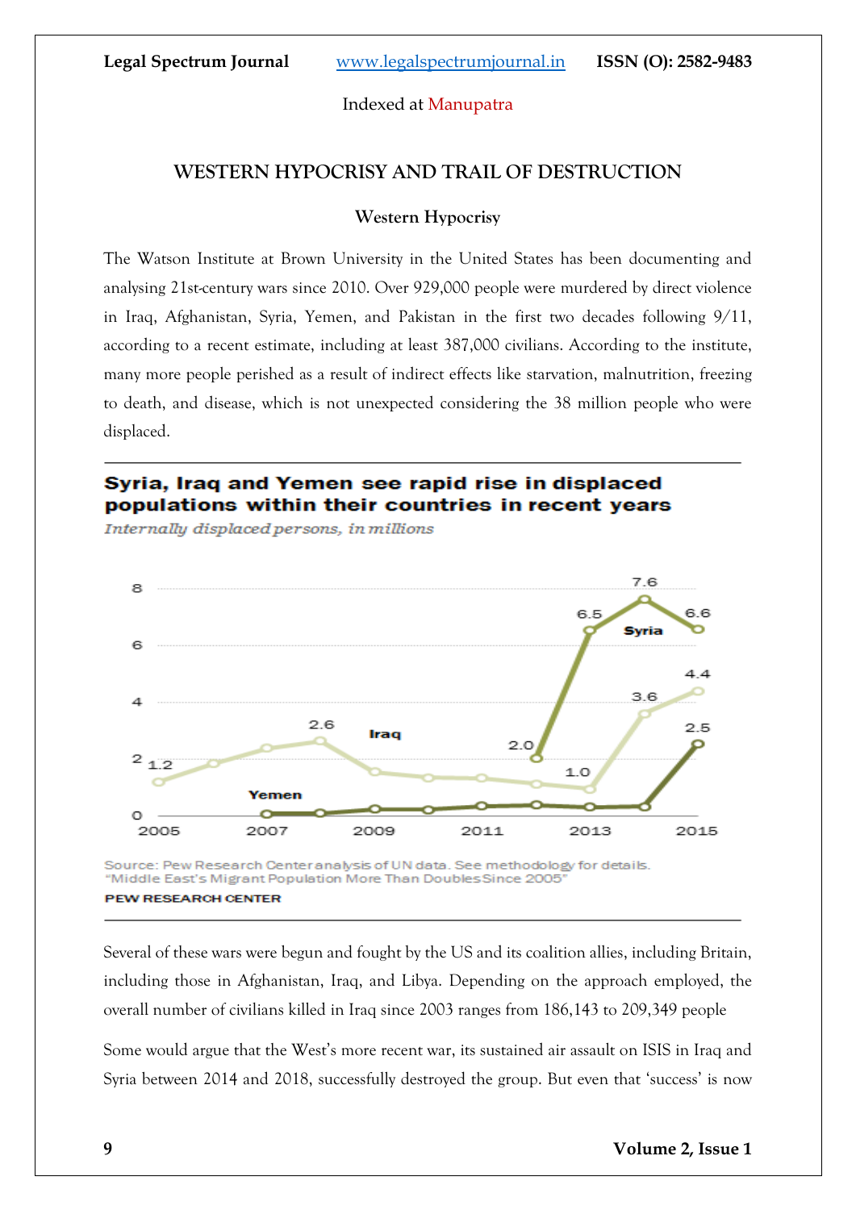# WESTERN HYPOCRISY AND TRAIL OF DESTRUCTION

## Western Hypocrisy

The Watson Institute at Brown University in the United States has been documenting and analysing 21st-century wars since 2010. Over 929,000 people were murdered by direct violence in Iraq, Afghanistan, Syria, Yemen, and Pakistan in the first two decades following 9/11, according to a recent estimate, including at least 387,000 civilians. According to the institute, many more people perished as a result of indirect effects like starvation, malnutrition, freezing to death, and disease, which is not unexpected considering the 38 million people who were displaced.

**Syria, Iraq and Yemen see rapid rise in displaced populations within their countries in recent years**

*Internally displaced persons, in millions*

Source: Pew Research Center analysis of UN data. See methodology for details.
"Middle East's Migrant Population More Than Doubles Since 2005"
PEW RESEARCH CENTER

Several of these wars were begun and fought by the US and its coalition allies, including Britain, including those in Afghanistan, Iraq, and Libya. Depending on the approach employed, the overall number of civilians killed in Iraq since 2003 ranges from 186,143 to 209,349 people

Some would argue that the West's more recent war, its sustained air assault on ISIS in Iraq and Syria between 2014 and 2018, successfully destroyed the group. But even that 'success' is now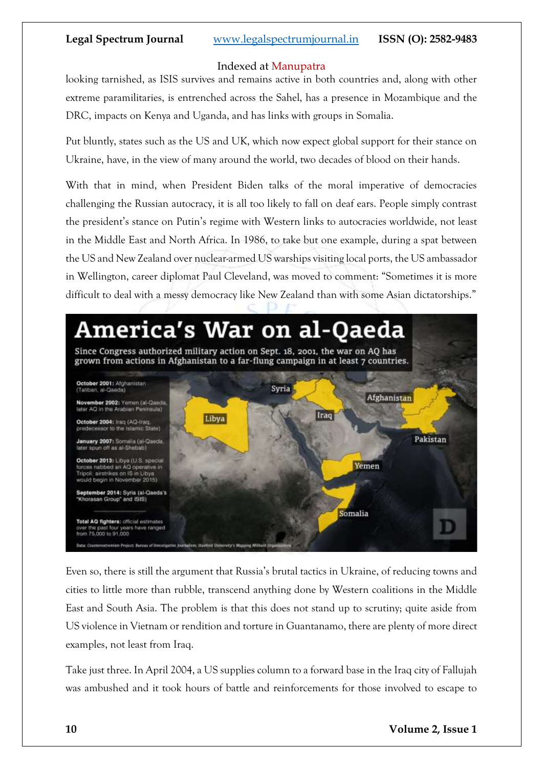looking tarnished, as ISIS survives and remains active in both countries and, along with other extreme paramilitaries, is entrenched across the Sahel, has a presence in Mozambique and the DRC, impacts on Kenya and Uganda, and has links with groups in Somalia.

Put bluntly, states such as the US and UK, which now expect global support for their stance on Ukraine, have, in the view of many around the world, two decades of blood on their hands.

With that in mind, when President Biden talks of the moral imperative of democracies challenging the Russian autocracy, it is all too likely to fall on deaf ears. People simply contrast the president's stance on Putin's regime with Western links to autocracies worldwide, not least in the Middle East and North Africa. In 1986, to take but one example, during a spat between the US and New Zealand over nuclear-armed US warships visiting local ports, the US ambassador in Wellington, career diplomat Paul Cleveland, was moved to comment: "Sometimes it is more difficult to deal with a messy democracy like New Zealand than with some Asian dictatorships."

**America's War on al-Qaeda**

Since Congress authorized military action on Sept. 18, 2001, the war on AQ has grown from actions in Afghanistan to a far-flung campaign in at least 7 countries.

- **October 2001:** Afghanistan (Taliban, al-Qaeda)
- **November 2002:** Yemen (al-Qaeda, later AQ in the Arabian Peninsula)
- **October 2004:** Iraq (AQ-Iraq, predecessor to the Islamic State)
- **January 2007:** Somalia (al-Qaeda, later spun off as al-Shebab)
- **October 2013:** Libya (U.S. special forces nabbed an AQ operative in Tripoli; airstrikes on IS in Libya would begin in November 2015)
- **September 2014:** Syria (al-Qaeda's "Khorasan Group" and ISIS)

**Total AQ fighters:** official estimates over the past four years have ranged from 75,000 to 91,000

Syria · Afghanistan · Libya · Iraq · Pakistan · Yemen · Somalia

Data: Counterextremism Project; Bureau of Investigative Journalism; Stanford University's Mapping Militant Organizations

Even so, there is still the argument that Russia's brutal tactics in Ukraine, of reducing towns and cities to little more than rubble, transcend anything done by Western coalitions in the Middle East and South Asia. The problem is that this does not stand up to scrutiny; quite aside from US violence in Vietnam or rendition and torture in Guantanamo, there are plenty of more direct examples, not least from Iraq.

Take just three. In April 2004, a US supplies column to a forward base in the Iraq city of Fallujah was ambushed and it took hours of battle and reinforcements for those involved to escape to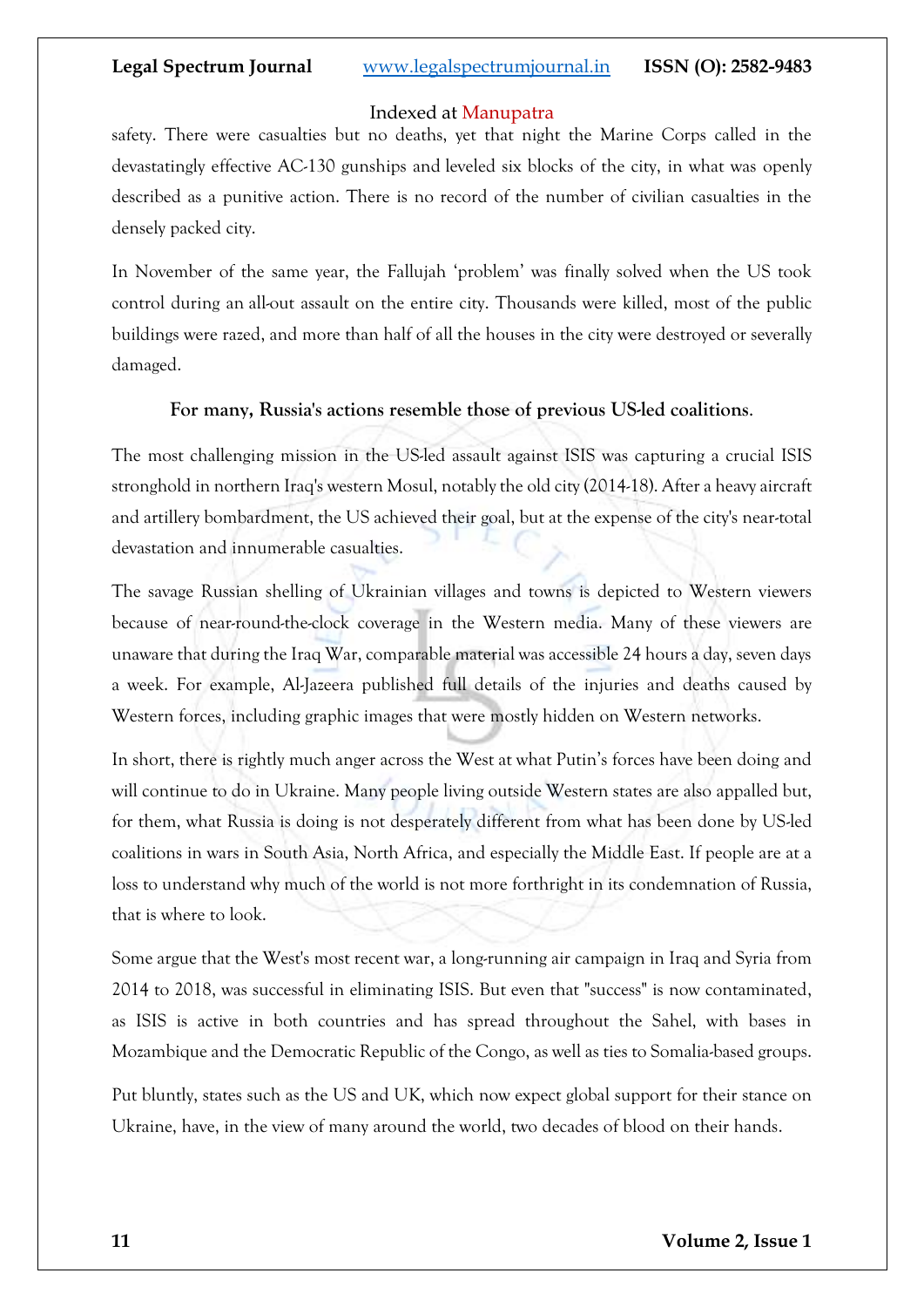safety. There were casualties but no deaths, yet that night the Marine Corps called in the devastatingly effective AC-130 gunships and leveled six blocks of the city, in what was openly described as a punitive action. There is no record of the number of civilian casualties in the densely packed city.

In November of the same year, the Fallujah 'problem' was finally solved when the US took control during an all-out assault on the entire city. Thousands were killed, most of the public buildings were razed, and more than half of all the houses in the city were destroyed or severally damaged.

**For many, Russia's actions resemble those of previous US-led coalitions**.

The most challenging mission in the US-led assault against ISIS was capturing a crucial ISIS stronghold in northern Iraq's western Mosul, notably the old city (2014-18). After a heavy aircraft and artillery bombardment, the US achieved their goal, but at the expense of the city's near-total devastation and innumerable casualties.

The savage Russian shelling of Ukrainian villages and towns is depicted to Western viewers because of near-round-the-clock coverage in the Western media. Many of these viewers are unaware that during the Iraq War, comparable material was accessible 24 hours a day, seven days a week. For example, Al-Jazeera published full details of the injuries and deaths caused by Western forces, including graphic images that were mostly hidden on Western networks.

In short, there is rightly much anger across the West at what Putin's forces have been doing and will continue to do in Ukraine. Many people living outside Western states are also appalled but, for them, what Russia is doing is not desperately different from what has been done by US-led coalitions in wars in South Asia, North Africa, and especially the Middle East. If people are at a loss to understand why much of the world is not more forthright in its condemnation of Russia, that is where to look.

Some argue that the West's most recent war, a long-running air campaign in Iraq and Syria from 2014 to 2018, was successful in eliminating ISIS. But even that "success" is now contaminated, as ISIS is active in both countries and has spread throughout the Sahel, with bases in Mozambique and the Democratic Republic of the Congo, as well as ties to Somalia-based groups.

Put bluntly, states such as the US and UK, which now expect global support for their stance on Ukraine, have, in the view of many around the world, two decades of blood on their hands.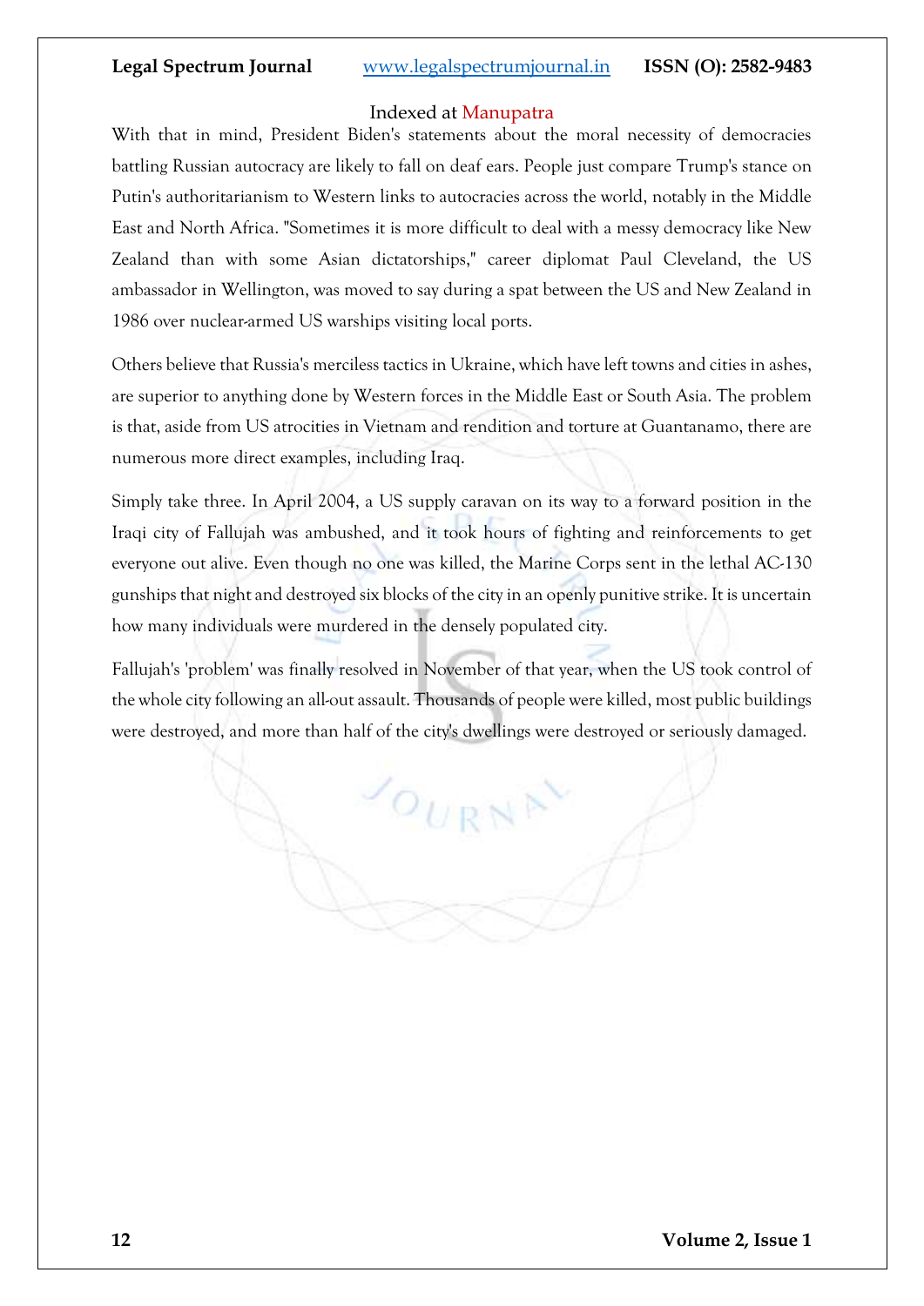With that in mind, President Biden's statements about the moral necessity of democracies battling Russian autocracy are likely to fall on deaf ears. People just compare Trump's stance on Putin's authoritarianism to Western links to autocracies across the world, notably in the Middle East and North Africa. "Sometimes it is more difficult to deal with a messy democracy like New Zealand than with some Asian dictatorships," career diplomat Paul Cleveland, the US ambassador in Wellington, was moved to say during a spat between the US and New Zealand in 1986 over nuclear-armed US warships visiting local ports.

Others believe that Russia's merciless tactics in Ukraine, which have left towns and cities in ashes, are superior to anything done by Western forces in the Middle East or South Asia. The problem is that, aside from US atrocities in Vietnam and rendition and torture at Guantanamo, there are numerous more direct examples, including Iraq.

Simply take three. In April 2004, a US supply caravan on its way to a forward position in the Iraqi city of Fallujah was ambushed, and it took hours of fighting and reinforcements to get everyone out alive. Even though no one was killed, the Marine Corps sent in the lethal AC-130 gunships that night and destroyed six blocks of the city in an openly punitive strike. It is uncertain how many individuals were murdered in the densely populated city.

Fallujah's 'problem' was finally resolved in November of that year, when the US took control of the whole city following an all-out assault. Thousands of people were killed, most public buildings were destroyed, and more than half of the city's dwellings were destroyed or seriously damaged.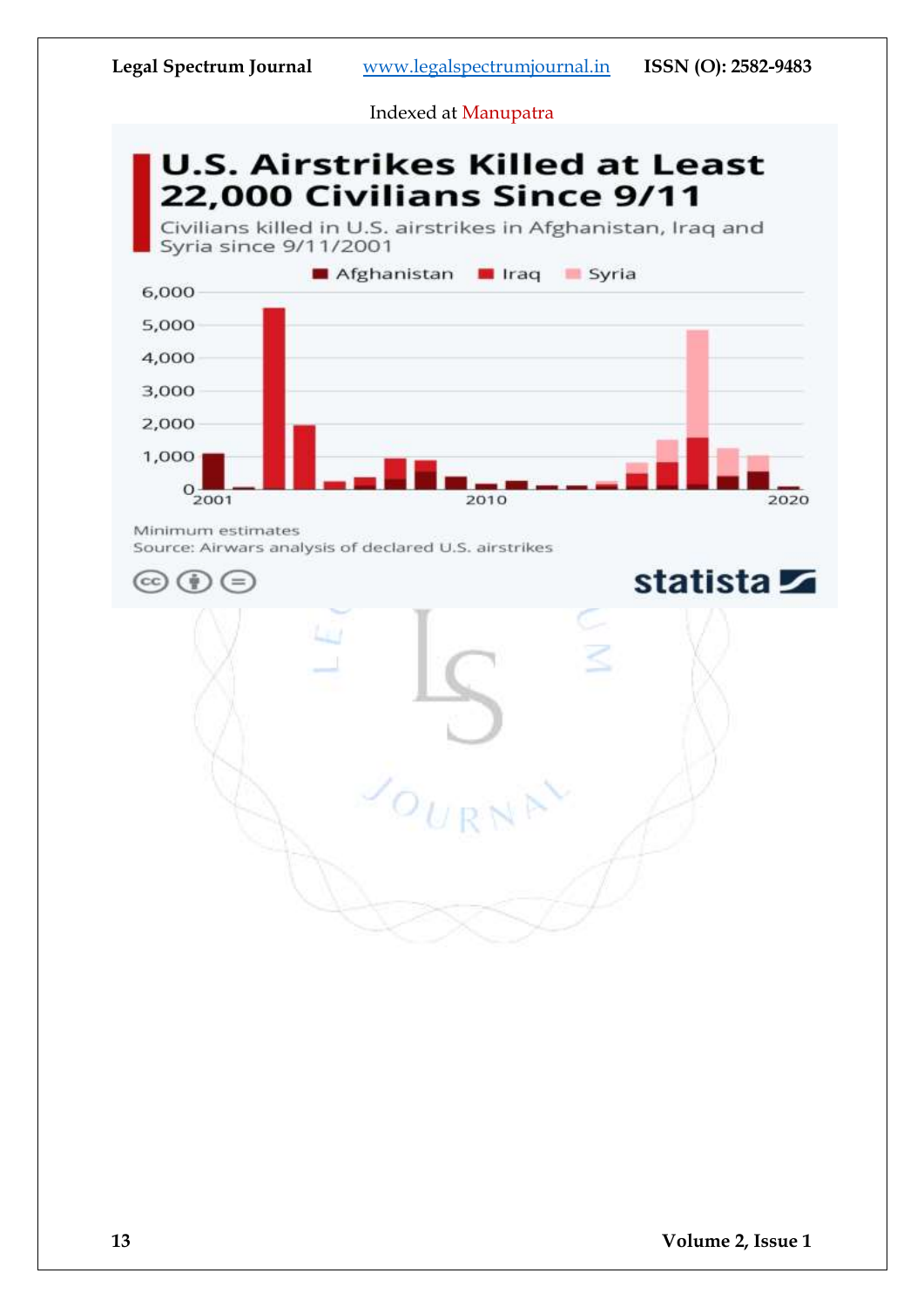**U.S. Airstrikes Killed at Least 22,000 Civilians Since 9/11**

Civilians killed in U.S. airstrikes in Afghanistan, Iraq and Syria since 9/11/2001

Afghanistan | Iraq | Syria

Minimum estimates

Source: Airwars analysis of declared U.S. airstrikes

statista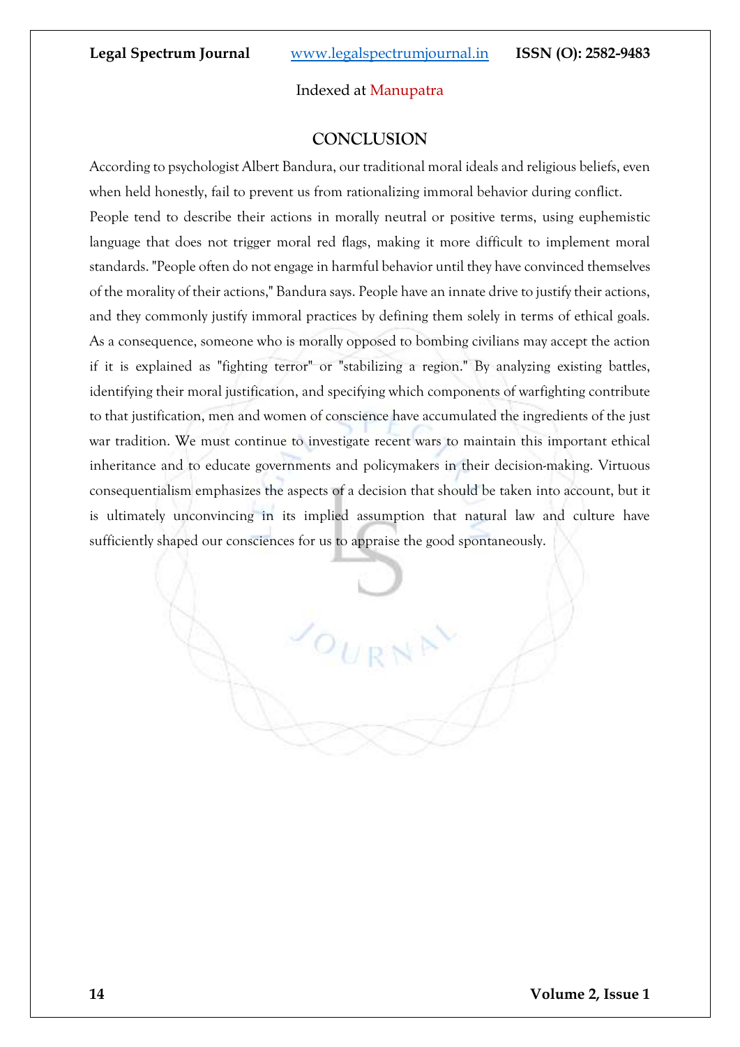## CONCLUSION

According to psychologist Albert Bandura, our traditional moral ideals and religious beliefs, even when held honestly, fail to prevent us from rationalizing immoral behavior during conflict. People tend to describe their actions in morally neutral or positive terms, using euphemistic language that does not trigger moral red flags, making it more difficult to implement moral standards. "People often do not engage in harmful behavior until they have convinced themselves of the morality of their actions," Bandura says. People have an innate drive to justify their actions, and they commonly justify immoral practices by defining them solely in terms of ethical goals. As a consequence, someone who is morally opposed to bombing civilians may accept the action if it is explained as "fighting terror" or "stabilizing a region." By analyzing existing battles, identifying their moral justification, and specifying which components of warfighting contribute to that justification, men and women of conscience have accumulated the ingredients of the just war tradition. We must continue to investigate recent wars to maintain this important ethical inheritance and to educate governments and policymakers in their decision-making. Virtuous consequentialism emphasizes the aspects of a decision that should be taken into account, but it is ultimately unconvincing in its implied assumption that natural law and culture have sufficiently shaped our consciences for us to appraise the good spontaneously.